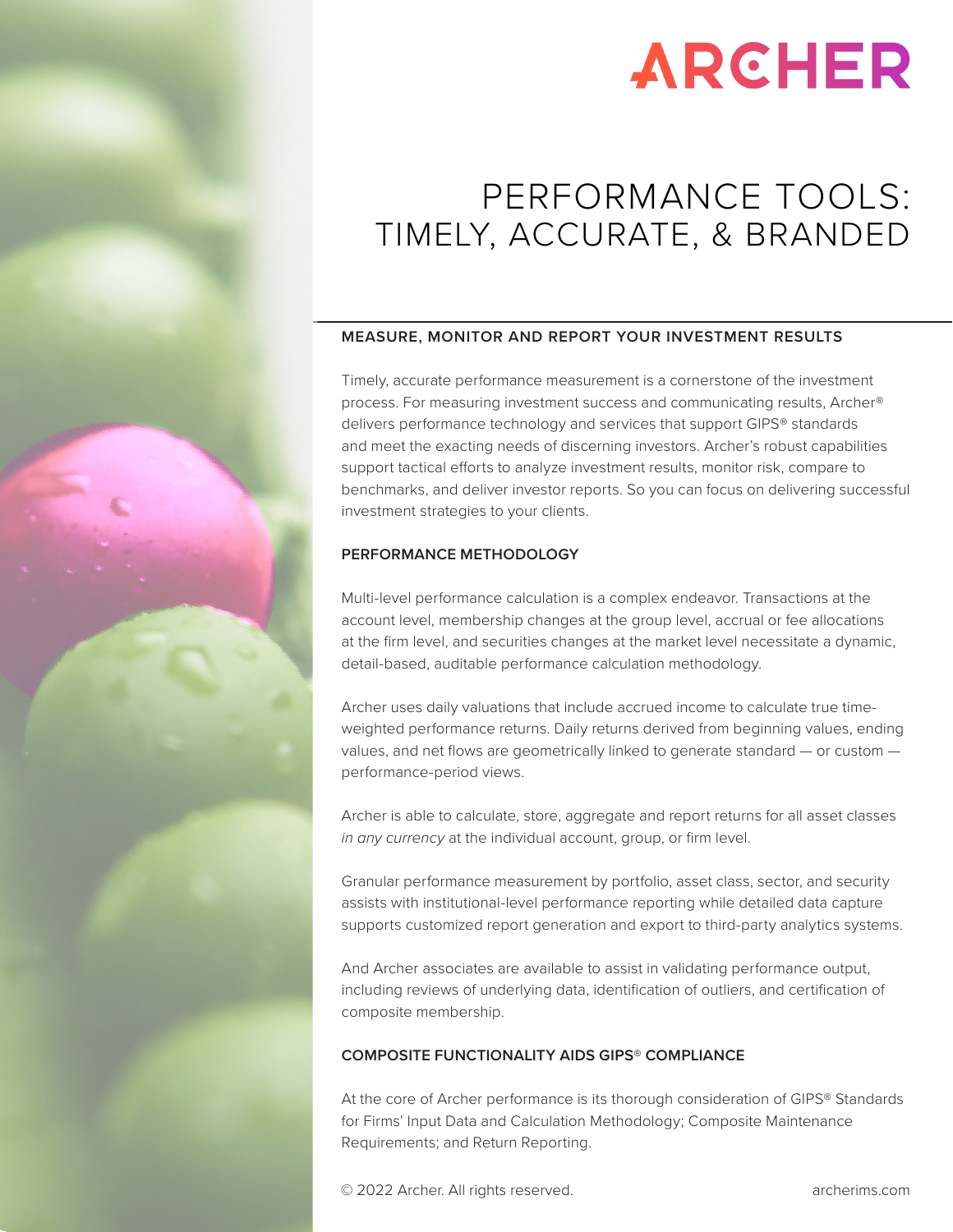# ARCHER

# PERFORMANCE TOOLS: TIMELY, ACCURATE, & BRANDED

## MEASURE, MONITOR AND REPORT YOUR INVESTMENT RESULTS

Timely, accurate performance measurement is a cornerstone of the investment process. For measuring investment success and communicating results, Archer® delivers performance technology and services that support GIPS® standards and meet the exacting needs of discerning investors. Archer's robust capabilities support tactical efforts to analyze investment results, monitor risk, compare to benchmarks, and deliver investor reports. So you can focus on delivering successful investment strategies to your clients.

## PERFORMANCE METHODOLOGY

Multi-level performance calculation is a complex endeavor. Transactions at the account level, membership changes at the group level, accrual or fee allocations at the firm level, and securities changes at the market level necessitate a dynamic, detail-based, auditable performance calculation methodology.

Archer uses daily valuations that include accrued income to calculate true time-weighted performance returns. Daily returns derived from beginning values, ending values, and net flows are geometrically linked to generate standard — or custom — performance-period views.

Archer is able to calculate, store, aggregate and report returns for all asset classes *in any currency* at the individual account, group, or firm level.

Granular performance measurement by portfolio, asset class, sector, and security assists with institutional-level performance reporting while detailed data capture supports customized report generation and export to third-party analytics systems.

And Archer associates are available to assist in validating performance output, including reviews of underlying data, identification of outliers, and certification of composite membership.

## COMPOSITE FUNCTIONALITY AIDS GIPS® COMPLIANCE

At the core of Archer performance is its thorough consideration of GIPS® Standards for Firms' Input Data and Calculation Methodology; Composite Maintenance Requirements; and Return Reporting.

© 2022 Archer. All rights reserved. archerims.com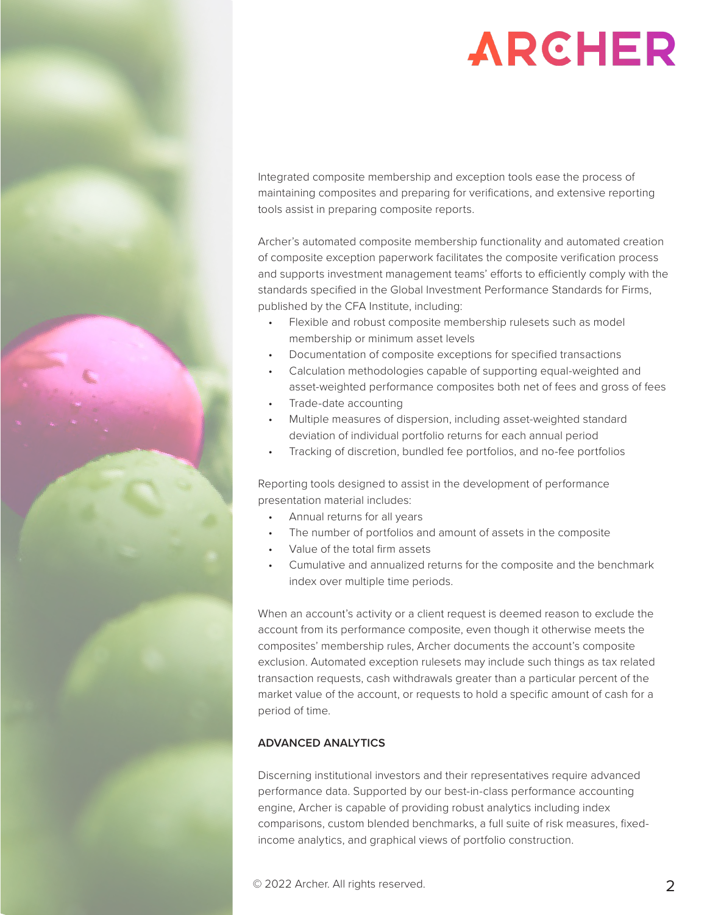Integrated composite membership and exception tools ease the process of maintaining composites and preparing for verifications, and extensive reporting tools assist in preparing composite reports.

Archer's automated composite membership functionality and automated creation of composite exception paperwork facilitates the composite verification process and supports investment management teams' efforts to efficiently comply with the standards specified in the Global Investment Performance Standards for Firms, published by the CFA Institute, including:

- Flexible and robust composite membership rulesets such as model membership or minimum asset levels
- Documentation of composite exceptions for specified transactions
- Calculation methodologies capable of supporting equal-weighted and asset-weighted performance composites both net of fees and gross of fees
- Trade-date accounting
- Multiple measures of dispersion, including asset-weighted standard deviation of individual portfolio returns for each annual period
- Tracking of discretion, bundled fee portfolios, and no-fee portfolios

Reporting tools designed to assist in the development of performance presentation material includes:

- Annual returns for all years
- The number of portfolios and amount of assets in the composite
- Value of the total firm assets
- Cumulative and annualized returns for the composite and the benchmark index over multiple time periods.

When an account's activity or a client request is deemed reason to exclude the account from its performance composite, even though it otherwise meets the composites' membership rules, Archer documents the account's composite exclusion. Automated exception rulesets may include such things as tax related transaction requests, cash withdrawals greater than a particular percent of the market value of the account, or requests to hold a specific amount of cash for a period of time.

## ADVANCED ANALYTICS

Discerning institutional investors and their representatives require advanced performance data. Supported by our best-in-class performance accounting engine, Archer is capable of providing robust analytics including index comparisons, custom blended benchmarks, a full suite of risk measures, fixed-income analytics, and graphical views of portfolio construction.

© 2022 Archer. All rights reserved.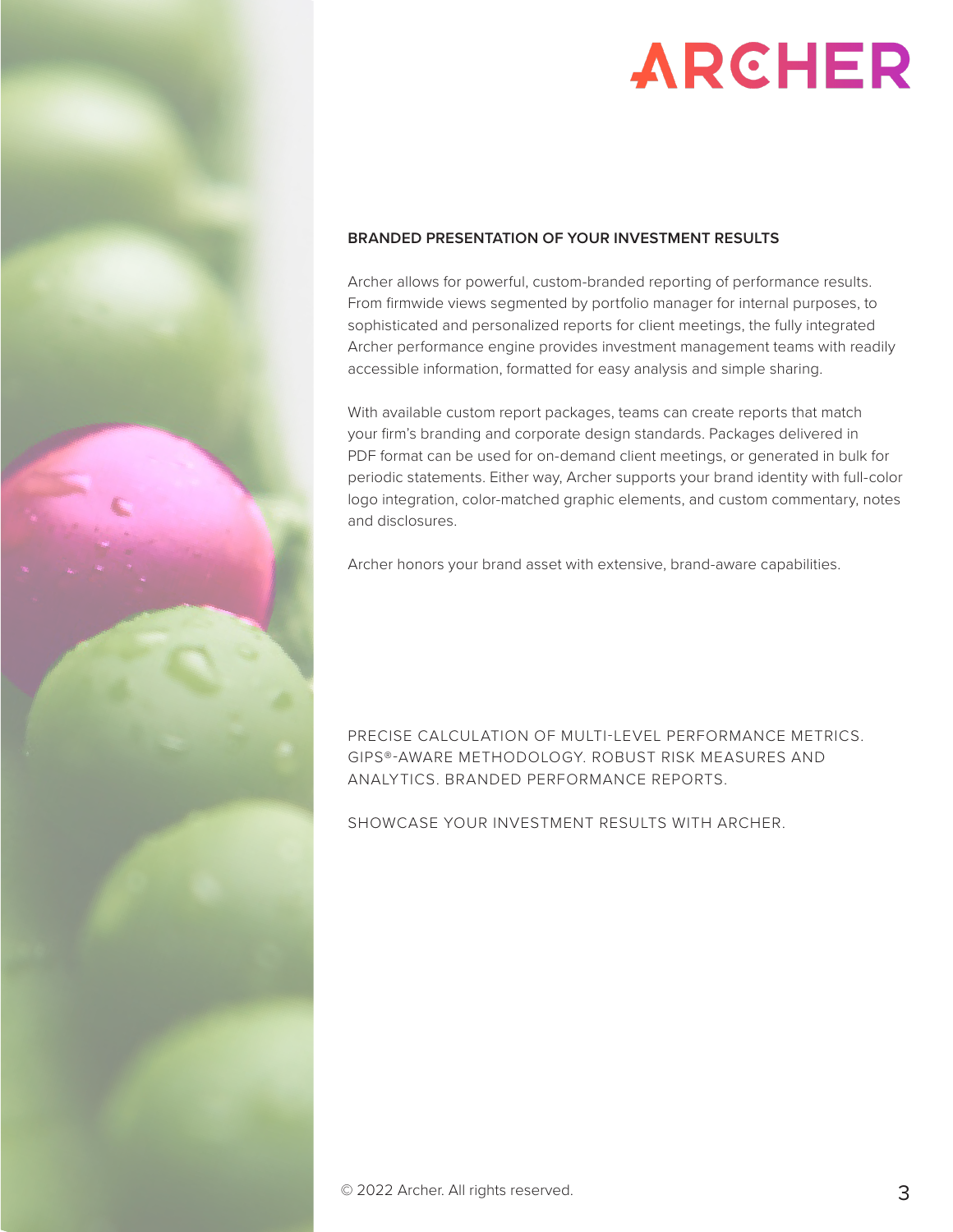ARCHER

## BRANDED PRESENTATION OF YOUR INVESTMENT RESULTS

Archer allows for powerful, custom-branded reporting of performance results. From firmwide views segmented by portfolio manager for internal purposes, to sophisticated and personalized reports for client meetings, the fully integrated Archer performance engine provides investment management teams with readily accessible information, formatted for easy analysis and simple sharing.

With available custom report packages, teams can create reports that match your firm's branding and corporate design standards. Packages delivered in PDF format can be used for on-demand client meetings, or generated in bulk for periodic statements. Either way, Archer supports your brand identity with full-color logo integration, color-matched graphic elements, and custom commentary, notes and disclosures.

Archer honors your brand asset with extensive, brand-aware capabilities.

PRECISE CALCULATION OF MULTI-LEVEL PERFORMANCE METRICS. GIPS®-AWARE METHODOLOGY. ROBUST RISK MEASURES AND ANALYTICS. BRANDED PERFORMANCE REPORTS.

SHOWCASE YOUR INVESTMENT RESULTS WITH ARCHER.

© 2022 Archer. All rights reserved.